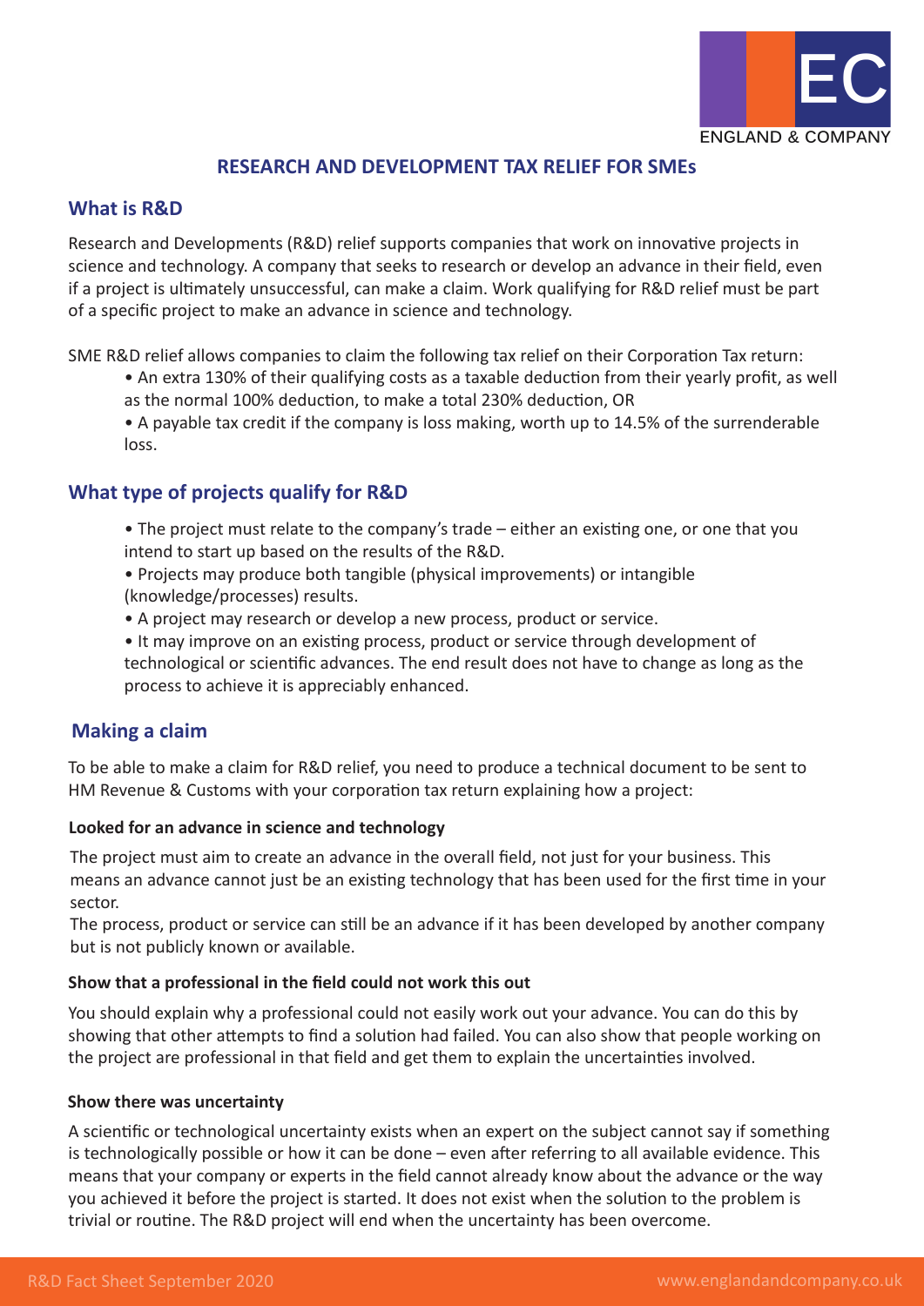# RESEARCH AND DEVELOPMENT TAX RELIEF FOR SMEs

## What is R&D

Research and Developments (R&D) relief supports companies that work on innovative projects in science and technology. A company that seeks to research or develop an advance in their field, even if a project is ultimately unsuccessful, can make a claim. Work qualifying for R&D relief must be part of a specific project to make an advance in science and technology.

SME R&D relief allows companies to claim the following tax relief on their Corporation Tax return:

- An extra 130% of their qualifying costs as a taxable deduction from their yearly profit, as well as the normal 100% deduction, to make a total 230% deduction, OR
- A payable tax credit if the company is loss making, worth up to 14.5% of the surrenderable loss.

## What type of projects qualify for R&D

- The project must relate to the company's trade – either an existing one, or one that you intend to start up based on the results of the R&D.
- Projects may produce both tangible (physical improvements) or intangible (knowledge/processes) results.
- A project may research or develop a new process, product or service.
- It may improve on an existing process, product or service through development of technological or scientific advances. The end result does not have to change as long as the process to achieve it is appreciably enhanced.

## Making a claim

To be able to make a claim for R&D relief, you need to produce a technical document to be sent to HM Revenue & Customs with your corporation tax return explaining how a project:

### Looked for an advance in science and technology

The project must aim to create an advance in the overall field, not just for your business. This means an advance cannot just be an existing technology that has been used for the first time in your sector.

The process, product or service can still be an advance if it has been developed by another company but is not publicly known or available.

### Show that a professional in the field could not work this out

You should explain why a professional could not easily work out your advance. You can do this by showing that other attempts to find a solution had failed. You can also show that people working on the project are professional in that field and get them to explain the uncertainties involved.

### Show there was uncertainty

A scientific or technological uncertainty exists when an expert on the subject cannot say if something is technologically possible or how it can be done – even after referring to all available evidence. This means that your company or experts in the field cannot already know about the advance or the way you achieved it before the project is started. It does not exist when the solution to the problem is trivial or routine. The R&D project will end when the uncertainty has been overcome.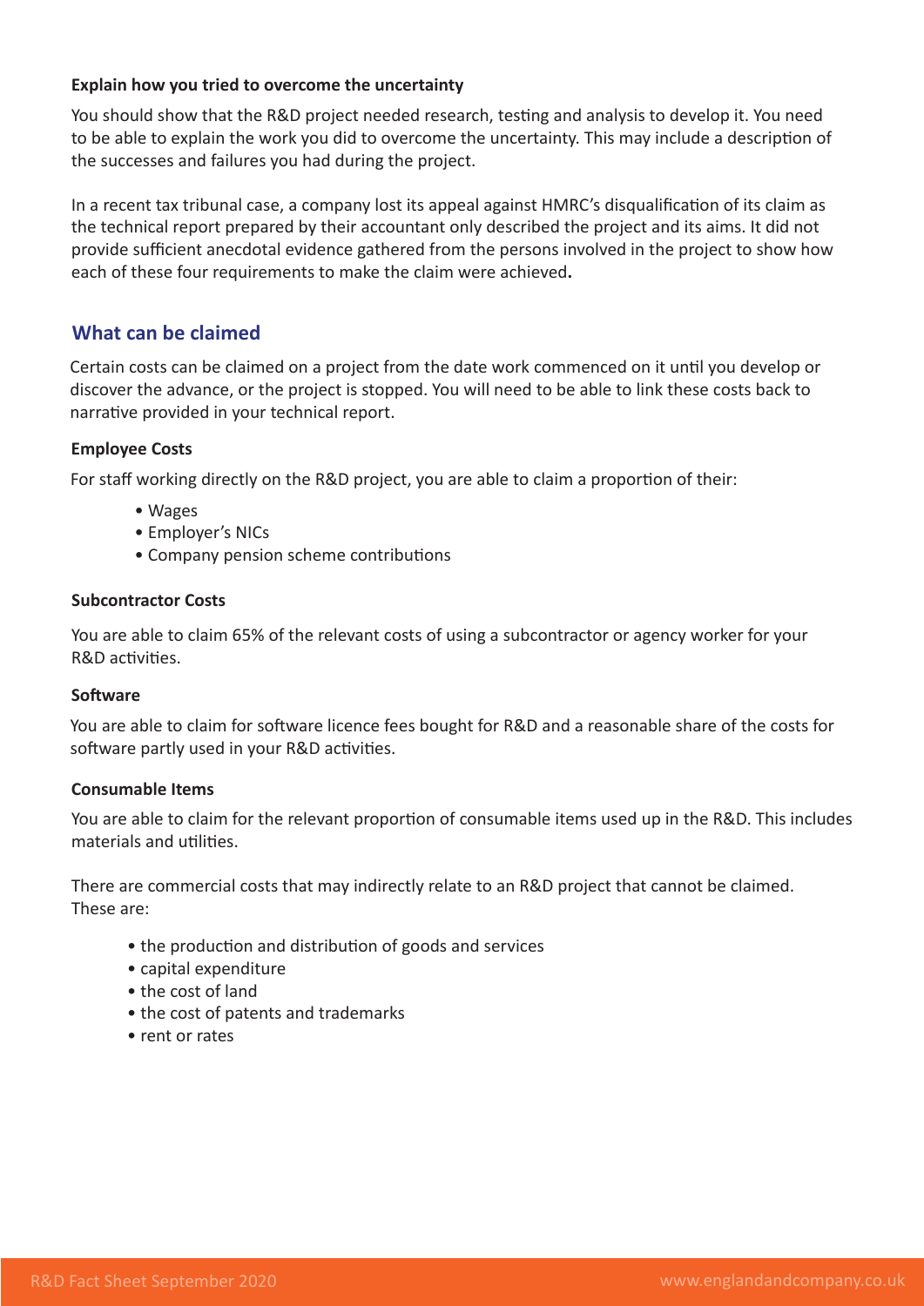#### Explain how you tried to overcome the uncertainty

You should show that the R&D project needed research, testing and analysis to develop it. You need to be able to explain the work you did to overcome the uncertainty. This may include a description of the successes and failures you had during the project.

In a recent tax tribunal case, a company lost its appeal against HMRC's disqualification of its claim as the technical report prepared by their accountant only described the project and its aims. It did not provide sufficient anecdotal evidence gathered from the persons involved in the project to show how each of these four requirements to make the claim were achieved.

## What can be claimed

Certain costs can be claimed on a project from the date work commenced on it until you develop or discover the advance, or the project is stopped. You will need to be able to link these costs back to narrative provided in your technical report.

#### Employee Costs

For staff working directly on the R&D project, you are able to claim a proportion of their:

- Wages
- Employer's NICs
- Company pension scheme contributions

#### Subcontractor Costs

You are able to claim 65% of the relevant costs of using a subcontractor or agency worker for your R&D activities.

#### Software

You are able to claim for software licence fees bought for R&D and a reasonable share of the costs for software partly used in your R&D activities.

#### Consumable Items

You are able to claim for the relevant proportion of consumable items used up in the R&D. This includes materials and utilities.

There are commercial costs that may indirectly relate to an R&D project that cannot be claimed. These are:

- the production and distribution of goods and services
- capital expenditure
- the cost of land
- the cost of patents and trademarks
- rent or rates